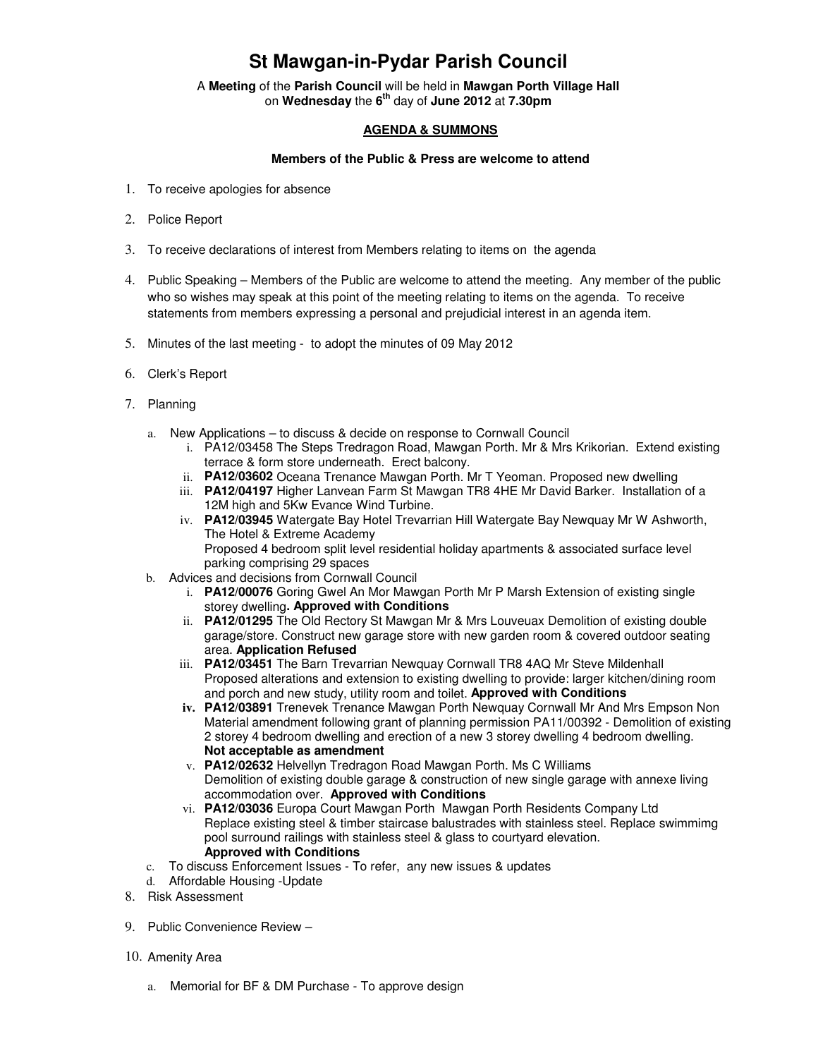# St Mawgan-in-Pydar Parish Council

A **Meeting** of the **Parish Council** will be held in **Mawgan Porth Village Hall** on **Wednesday** the **6th** day of **June 2012** at **7.30pm**

## AGENDA & SUMMONS

**Members of the Public & Press are welcome to attend**

1. To receive apologies for absence
2. Police Report
3. To receive declarations of interest from Members relating to items on the agenda
4. Public Speaking – Members of the Public are welcome to attend the meeting. Any member of the public who so wishes may speak at this point of the meeting relating to items on the agenda. To receive statements from members expressing a personal and prejudicial interest in an agenda item.
5. Minutes of the last meeting - to adopt the minutes of 09 May 2012
6. Clerk's Report
7. Planning
   a. New Applications – to discuss & decide on response to Cornwall Council
      i. PA12/03458 The Steps Tredragon Road, Mawgan Porth. Mr & Mrs Krikorian. Extend existing terrace & form store underneath. Erect balcony.
      ii. **PA12/03602** Oceana Trenance Mawgan Porth. Mr T Yeoman. Proposed new dwelling
      iii. **PA12/04197** Higher Lanvean Farm St Mawgan TR8 4HE Mr David Barker. Installation of a 12M high and 5Kw Evance Wind Turbine.
      iv. **PA12/03945** Watergate Bay Hotel Trevarrian Hill Watergate Bay Newquay Mr W Ashworth, The Hotel & Extreme Academy
      Proposed 4 bedroom split level residential holiday apartments & associated surface level parking comprising 29 spaces
   b. Advices and decisions from Cornwall Council
      i. **PA12/00076** Goring Gwel An Mor Mawgan Porth Mr P Marsh Extension of existing single storey dwelling**. Approved with Conditions**
      ii. **PA12/01295** The Old Rectory St Mawgan Mr & Mrs Louveuax Demolition of existing double garage/store. Construct new garage store with new garden room & covered outdoor seating area. **Application Refused**
      iii. **PA12/03451** The Barn Trevarrian Newquay Cornwall TR8 4AQ Mr Steve Mildenhall Proposed alterations and extension to existing dwelling to provide: larger kitchen/dining room and porch and new study, utility room and toilet. **Approved with Conditions**
      **iv. PA12/03891** Trenevek Trenance Mawgan Porth Newquay Cornwall Mr And Mrs Empson Non Material amendment following grant of planning permission PA11/00392 - Demolition of existing 2 storey 4 bedroom dwelling and erection of a new 3 storey dwelling 4 bedroom dwelling. **Not acceptable as amendment**
      v. **PA12/02632** Helvellyn Tredragon Road Mawgan Porth. Ms C Williams Demolition of existing double garage & construction of new single garage with annexe living accommodation over. **Approved with Conditions**
      vi. **PA12/03036** Europa Court Mawgan Porth Mawgan Porth Residents Company Ltd Replace existing steel & timber staircase balustrades with stainless steel. Replace swimmimg pool surround railings with stainless steel & glass to courtyard elevation. **Approved with Conditions**
   c. To discuss Enforcement Issues - To refer, any new issues & updates
   d. Affordable Housing -Update
8. Risk Assessment
9. Public Convenience Review –
10. Amenity Area
    a. Memorial for BF & DM Purchase - To approve design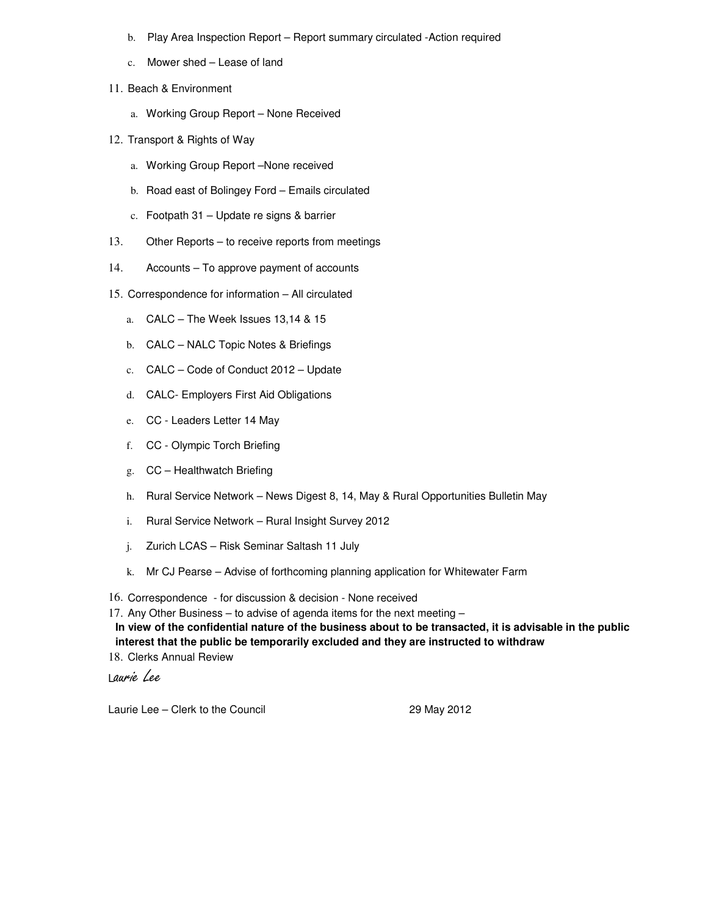b. Play Area Inspection Report – Report summary circulated -Action required

c. Mower shed – Lease of land

11. Beach & Environment

    a. Working Group Report – None Received

12. Transport & Rights of Way

    a. Working Group Report –None received

    b. Road east of Bolingey Ford – Emails circulated

    c. Footpath 31 – Update re signs & barrier

13. Other Reports – to receive reports from meetings

14. Accounts – To approve payment of accounts

15. Correspondence for information – All circulated

    a. CALC – The Week Issues 13,14 & 15

    b. CALC – NALC Topic Notes & Briefings

    c. CALC – Code of Conduct 2012 – Update

    d. CALC- Employers First Aid Obligations

    e. CC - Leaders Letter 14 May

    f. CC - Olympic Torch Briefing

    g. CC – Healthwatch Briefing

    h. Rural Service Network – News Digest 8, 14, May & Rural Opportunities Bulletin May

    i. Rural Service Network – Rural Insight Survey 2012

    j. Zurich LCAS – Risk Seminar Saltash 11 July

    k. Mr CJ Pearse – Advise of forthcoming planning application for Whitewater Farm

16. Correspondence - for discussion & decision - None received

17. Any Other Business – to advise of agenda items for the next meeting –

**In view of the confidential nature of the business about to be transacted, it is advisable in the public interest that the public be temporarily excluded and they are instructed to withdraw**

18. Clerks Annual Review

*Laurie Lee*

Laurie Lee – Clerk to the Council 29 May 2012